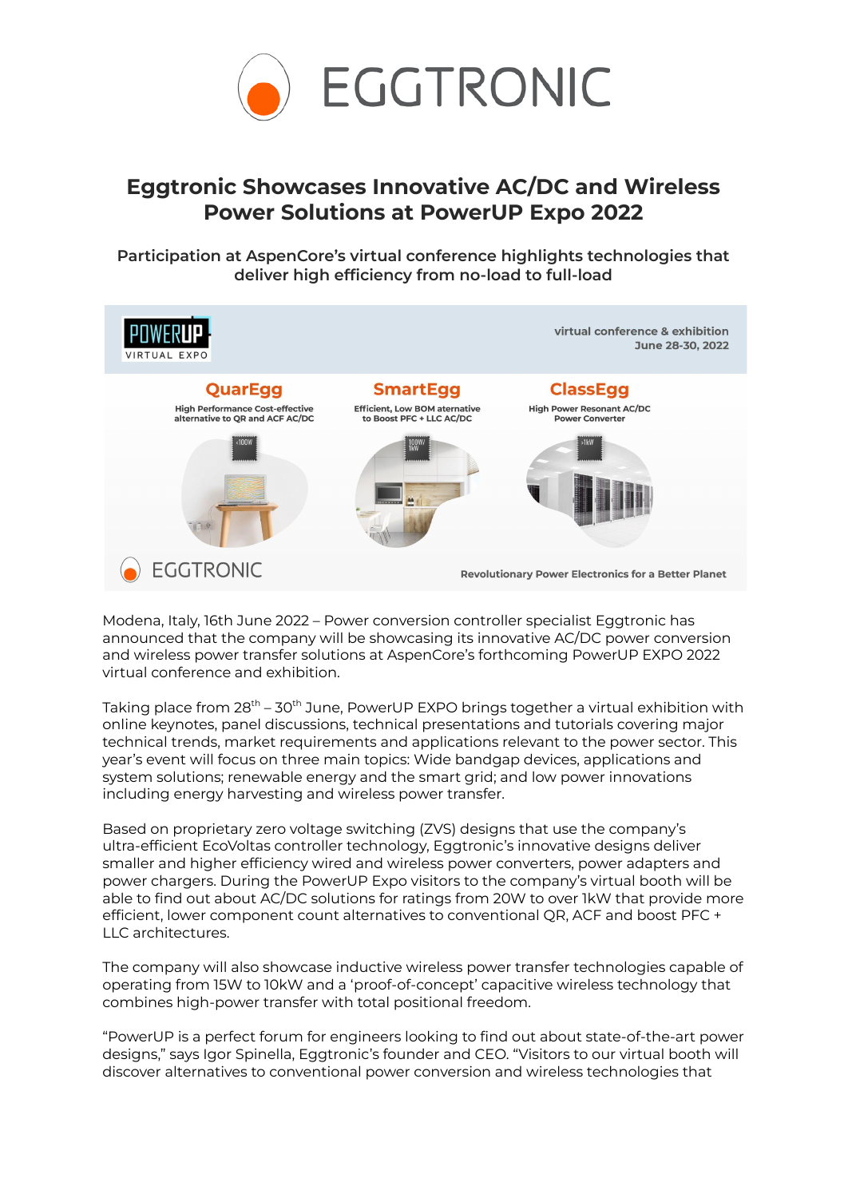# Eggtronic Showcases Innovative AC/DC and Wireless Power Solutions at PowerUP Expo 2022

## Participation at AspenCore's virtual conference highlights technologies that deliver high efficiency from no-load to full-load

Modena, Italy, 16th June 2022 – Power conversion controller specialist Eggtronic has announced that the company will be showcasing its innovative AC/DC power conversion and wireless power transfer solutions at AspenCore's forthcoming PowerUP EXPO 2022 virtual conference and exhibition.

Taking place from 28th – 30th June, PowerUP EXPO brings together a virtual exhibition with online keynotes, panel discussions, technical presentations and tutorials covering major technical trends, market requirements and applications relevant to the power sector. This year's event will focus on three main topics: Wide bandgap devices, applications and system solutions; renewable energy and the smart grid; and low power innovations including energy harvesting and wireless power transfer.

Based on proprietary zero voltage switching (ZVS) designs that use the company's ultra-efficient EcoVoltas controller technology, Eggtronic's innovative designs deliver smaller and higher efficiency wired and wireless power converters, power adapters and power chargers. During the PowerUP Expo visitors to the company's virtual booth will be able to find out about AC/DC solutions for ratings from 20W to over 1kW that provide more efficient, lower component count alternatives to conventional QR, ACF and boost PFC + LLC architectures.

The company will also showcase inductive wireless power transfer technologies capable of operating from 15W to 10kW and a 'proof-of-concept' capacitive wireless technology that combines high-power transfer with total positional freedom.

"PowerUP is a perfect forum for engineers looking to find out about state-of-the-art power designs," says Igor Spinella, Eggtronic's founder and CEO. "Visitors to our virtual booth will discover alternatives to conventional power conversion and wireless technologies that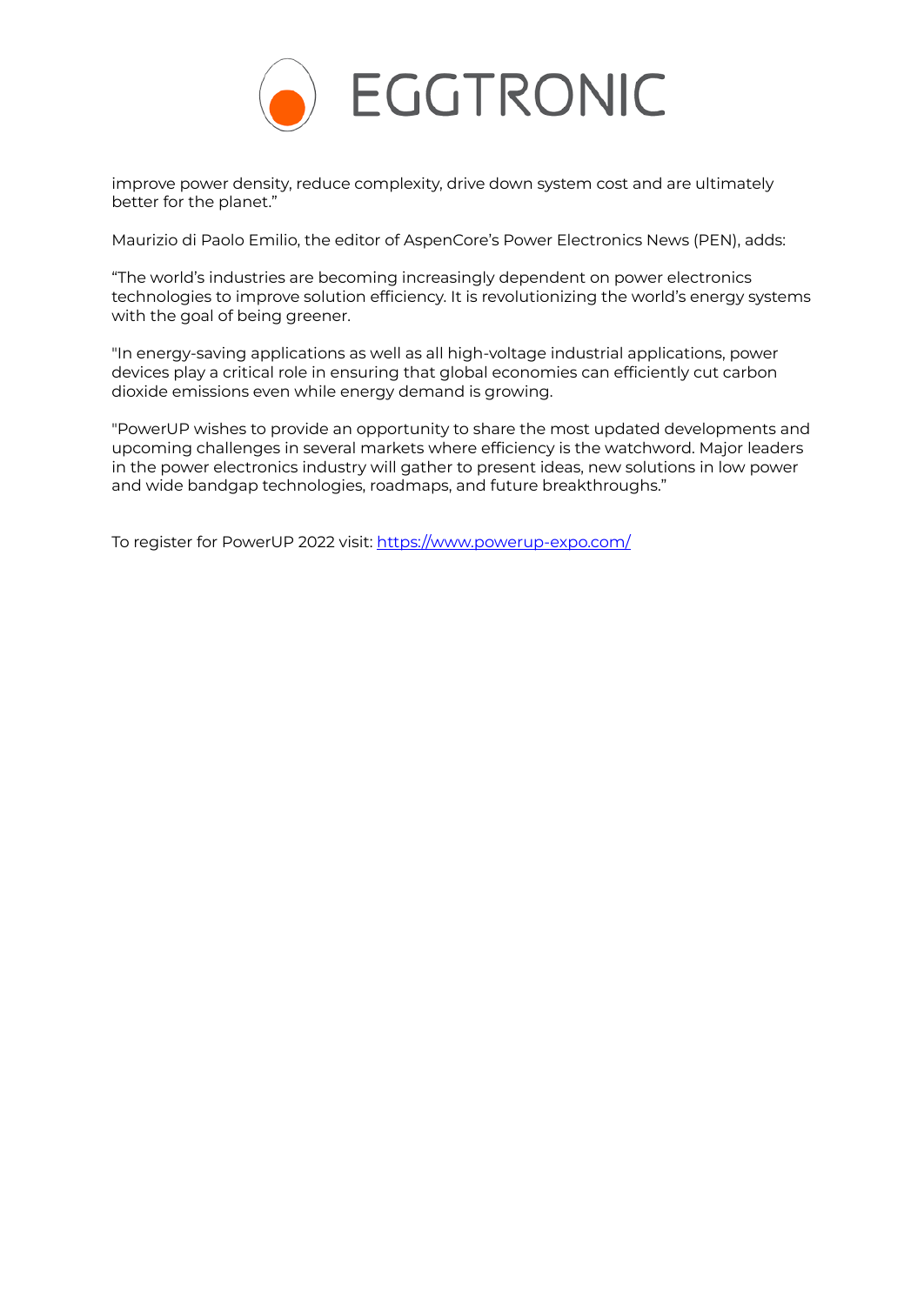improve power density, reduce complexity, drive down system cost and are ultimately better for the planet."

Maurizio di Paolo Emilio, the editor of AspenCore's Power Electronics News (PEN), adds:

"The world's industries are becoming increasingly dependent on power electronics technologies to improve solution efficiency. It is revolutionizing the world's energy systems with the goal of being greener.

"In energy-saving applications as well as all high-voltage industrial applications, power devices play a critical role in ensuring that global economies can efficiently cut carbon dioxide emissions even while energy demand is growing.

"PowerUP wishes to provide an opportunity to share the most updated developments and upcoming challenges in several markets where efficiency is the watchword. Major leaders in the power electronics industry will gather to present ideas, new solutions in low power and wide bandgap technologies, roadmaps, and future breakthroughs."

To register for PowerUP 2022 visit: [https://www.powerup-expo.com/](https://www.powerup-expo.com/)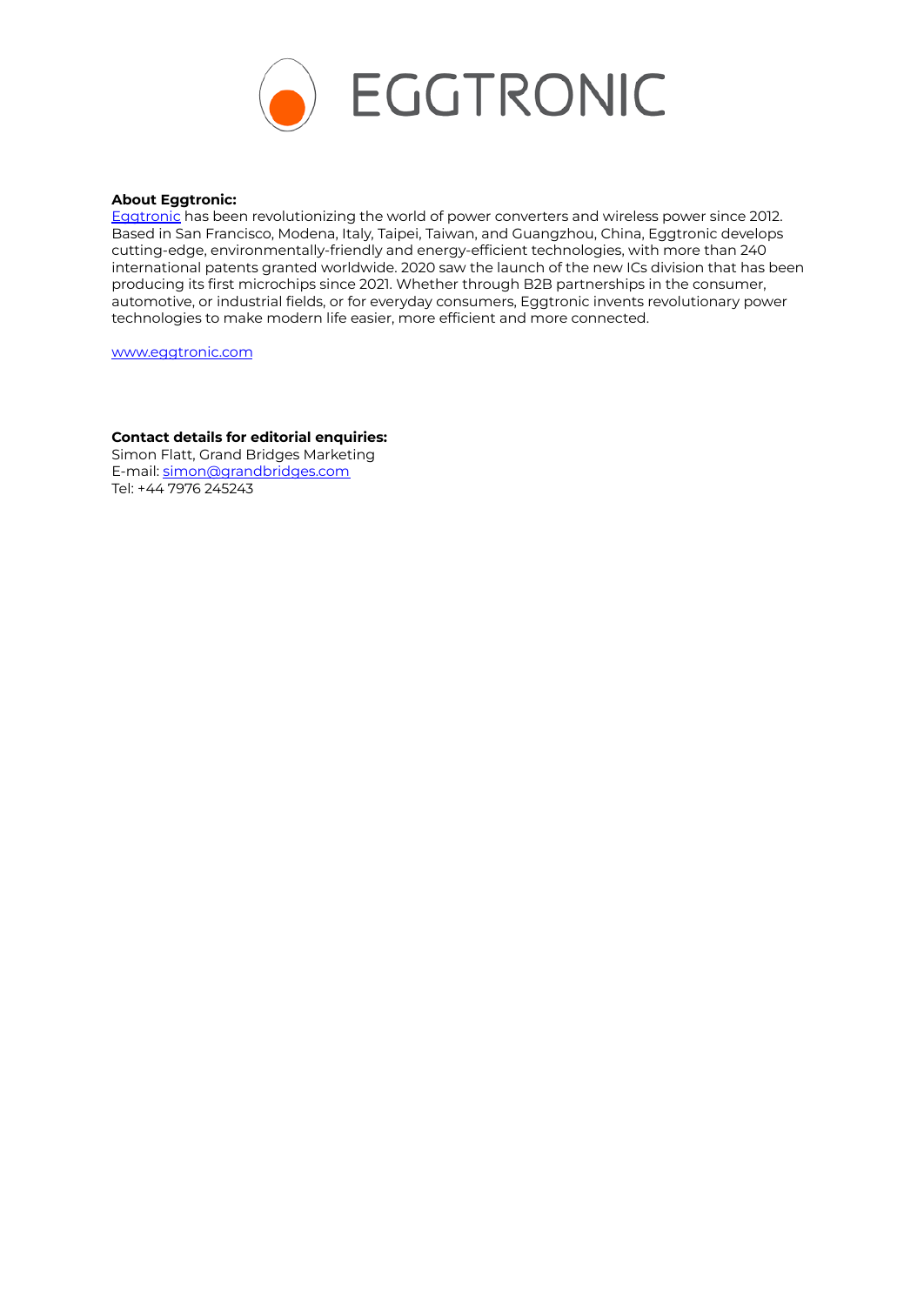EGGTRONIC

**About Eggtronic:**
[Eggtronic](https://www.eggtronic.com) has been revolutionizing the world of power converters and wireless power since 2012. Based in San Francisco, Modena, Italy, Taipei, Taiwan, and Guangzhou, China, Eggtronic develops cutting-edge, environmentally-friendly and energy-efficient technologies, with more than 240 international patents granted worldwide. 2020 saw the launch of the new ICs division that has been producing its first microchips since 2021. Whether through B2B partnerships in the consumer, automotive, or industrial fields, or for everyday consumers, Eggtronic invents revolutionary power technologies to make modern life easier, more efficient and more connected.

[www.eggtronic.com](http://www.eggtronic.com)

**Contact details for editorial enquiries:**
Simon Flatt, Grand Bridges Marketing
E-mail: [simon@grandbridges.com](mailto:simon@grandbridges.com)
Tel: +44 7976 245243